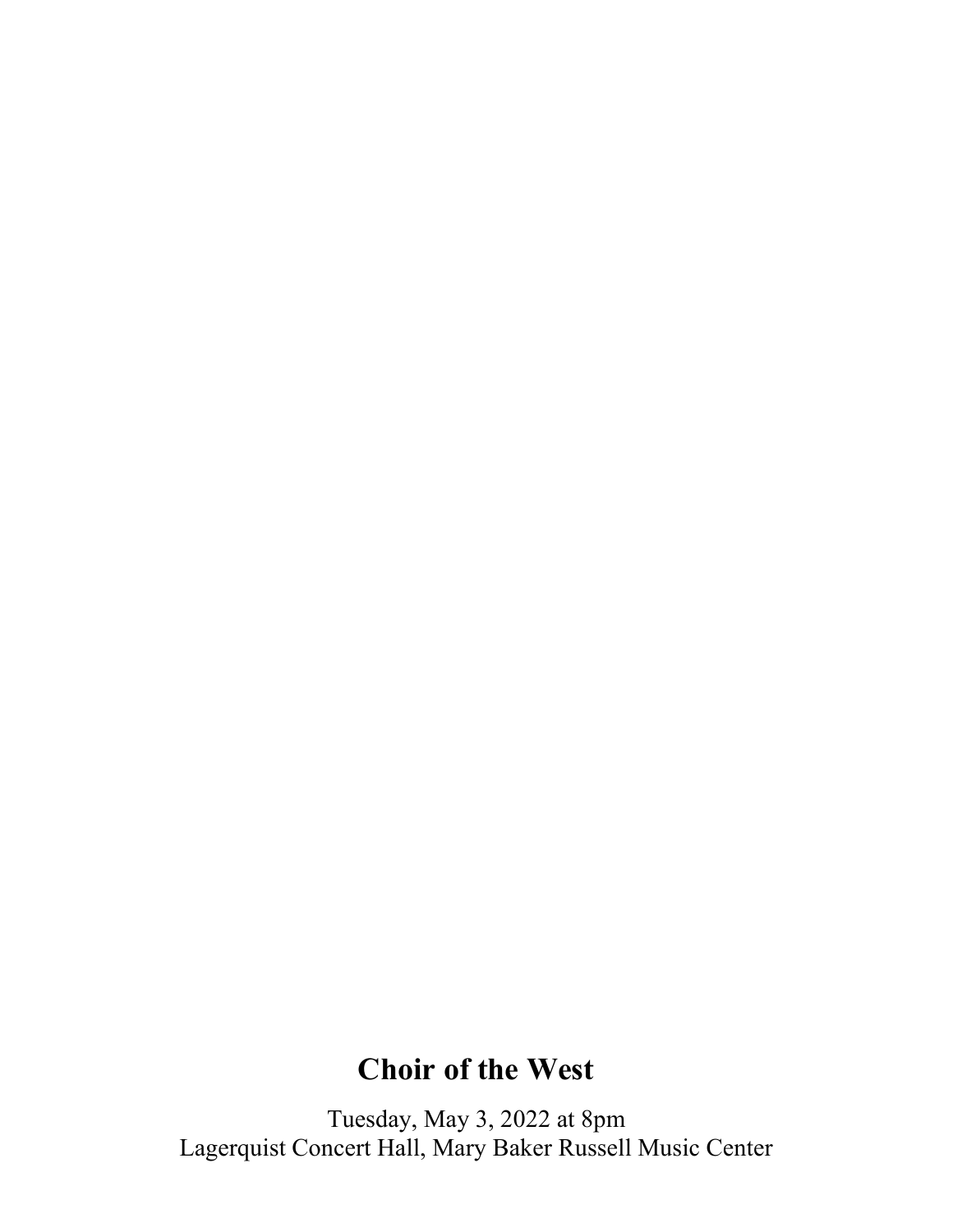# Choir of the West

Tuesday, May 3, 2022 at 8pm
Lagerquist Concert Hall, Mary Baker Russell Music Center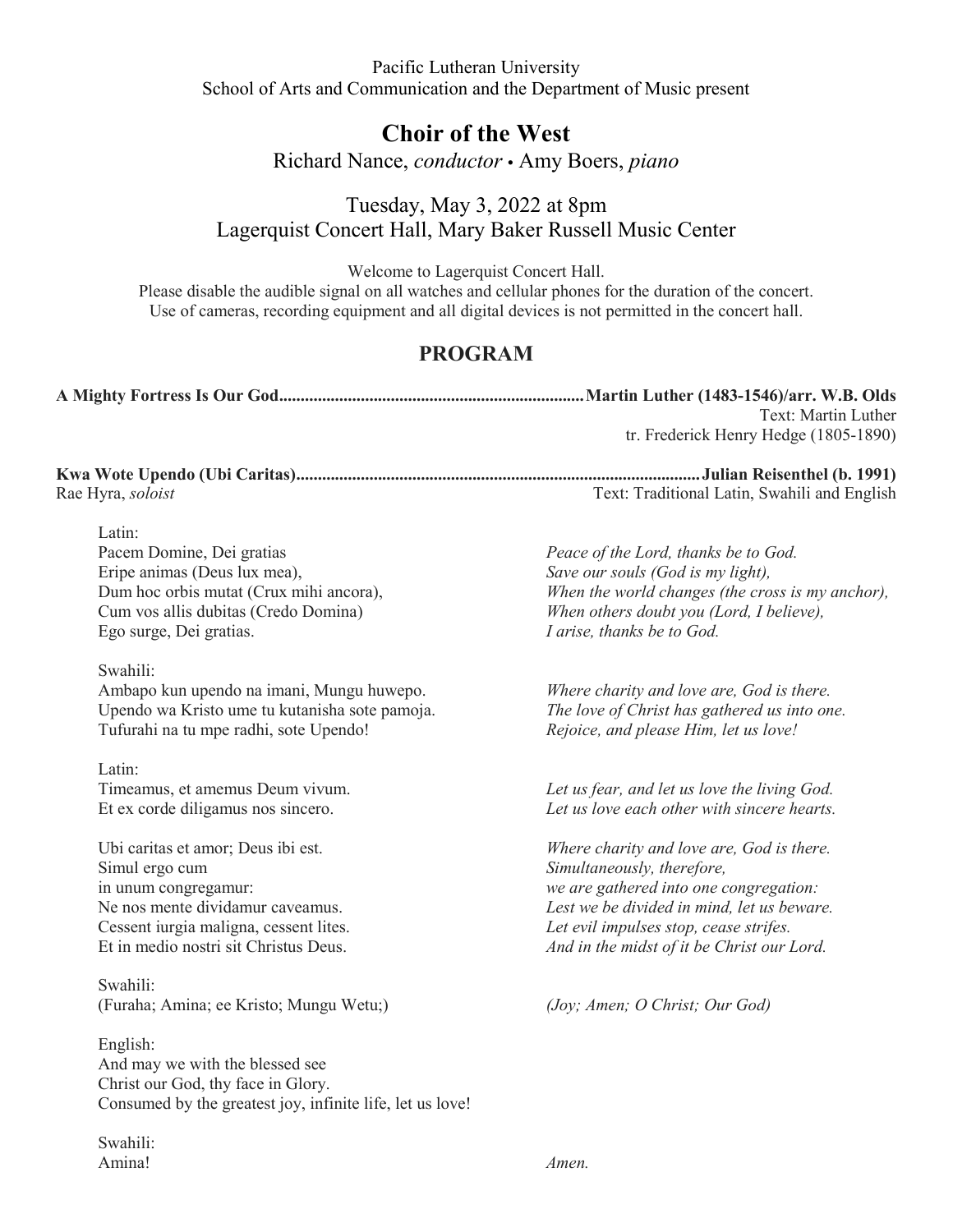Pacific Lutheran University
School of Arts and Communication and the Department of Music present

# Choir of the West

Richard Nance, *conductor* • Amy Boers, *piano*

Tuesday, May 3, 2022 at 8pm
Lagerquist Concert Hall, Mary Baker Russell Music Center

Welcome to Lagerquist Concert Hall.
Please disable the audible signal on all watches and cellular phones for the duration of the concert.
Use of cameras, recording equipment and all digital devices is not permitted in the concert hall.

## PROGRAM

**A Mighty Fortress Is Our God..........Martin Luther (1483-1546)/arr. W.B. Olds**
Text: Martin Luther
tr. Frederick Henry Hedge (1805-1890)

**Kwa Wote Upendo (Ubi Caritas)..........Julian Reisenthel (b. 1991)**
Rae Hyra, *soloist*
Text: Traditional Latin, Swahili and English

Latin:
Pacem Domine, Dei gratias — *Peace of the Lord, thanks be to God.*
Eripe animas (Deus lux mea), — *Save our souls (God is my light),*
Dum hoc orbis mutat (Crux mihi ancora), — *When the world changes (the cross is my anchor),*
Cum vos allis dubitas (Credo Domina) — *When others doubt you (Lord, I believe),*
Ego surge, Dei gratias. — *I arise, thanks be to God.*

Swahili:
Ambapo kun upendo na imani, Mungu huwepo. — *Where charity and love are, God is there.*
Upendo wa Kristo ume tu kutanisha sote pamoja. — *The love of Christ has gathered us into one.*
Tufurahi na tu mpe radhi, sote Upendo! — *Rejoice, and please Him, let us love!*

Latin:
Timeamus, et amemus Deum vivum. — *Let us fear, and let us love the living God.*
Et ex corde diligamus nos sincero. — *Let us love each other with sincere hearts.*

Ubi caritas et amor; Deus ibi est. — *Where charity and love are, God is there.*
Simul ergo cum — *Simultaneously, therefore,*
in unum congregamur: — *we are gathered into one congregation:*
Ne nos mente dividamur caveamus. — *Lest we be divided in mind, let us beware.*
Cessent iurgia maligna, cessent lites. — *Let evil impulses stop, cease strifes.*
Et in medio nostri sit Christus Deus. — *And in the midst of it be Christ our Lord.*

Swahili:
(Furaha; Amina; ee Kristo; Mungu Wetu;) — *(Joy; Amen; O Christ; Our God)*

English:
And may we with the blessed see
Christ our God, thy face in Glory.
Consumed by the greatest joy, infinite life, let us love!

Swahili:
Amina! — *Amen.*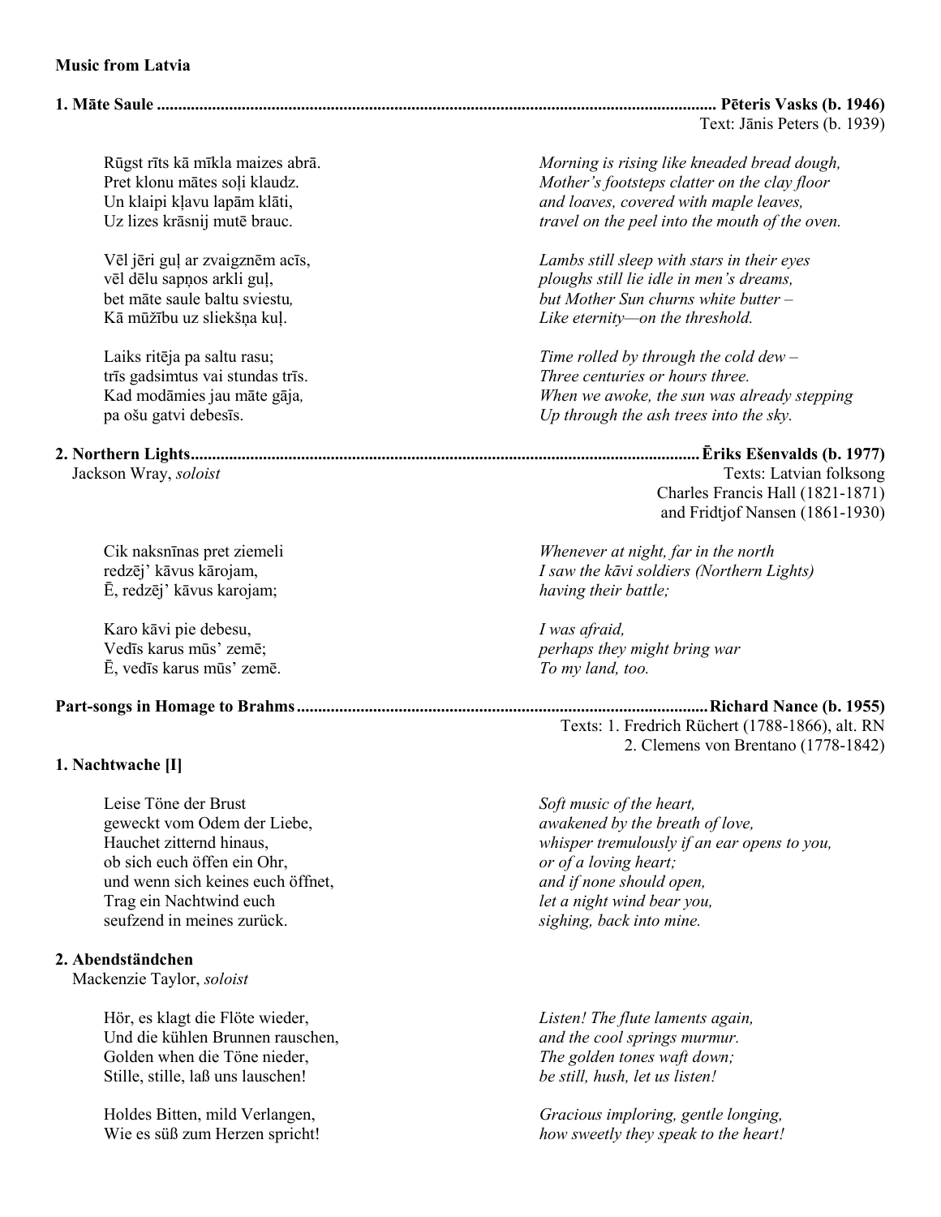**Music from Latvia**

**1. Māte Saule** .................................................. **Pēteris Vasks (b. 1946)**
Text: Jānis Peters (b. 1939)

Rūgst rīts kā mīkla maizes abrā.
Pret klonu mātes soļi klaudz.
Un klaipi kļavu lapām klāti,
Uz lizes krāsnij mutē brauc.

*Morning is rising like kneaded bread dough,*
*Mother's footsteps clatter on the clay floor*
*and loaves, covered with maple leaves,*
*travel on the peel into the mouth of the oven.*

Vēl jēri guļ ar zvaigznēm acīs,
vēl dēlu sapņos arkli guļ,
bet māte saule baltu sviestu,
Kā mūžību uz sliekšņa kuļ.

*Lambs still sleep with stars in their eyes*
*ploughs still lie idle in men's dreams,*
*but Mother Sun churns white butter –*
*Like eternity—on the threshold.*

Laiks ritēja pa saltu rasu;
trīs gadsimtus vai stundas trīs.
Kad modāmies jau māte gāja,
pa ošu gatvi debesīs.

*Time rolled by through the cold dew –*
*Three centuries or hours three.*
*When we awoke, the sun was already stepping*
*Up through the ash trees into the sky.*

**2. Northern Lights** .................................................. **Ēriks Ešenvalds (b. 1977)**
Jackson Wray, *soloist*
Texts: Latvian folksong
Charles Francis Hall (1821-1871)
and Fridtjof Nansen (1861-1930)

Cik naksnīnas pret ziemeli
redzēj' kāvus kārojam,
Ē, redzēj' kāvus karojam;

*Whenever at night, far in the north*
*I saw the kāvi soldiers (Northern Lights)*
*having their battle;*

Karo kāvi pie debesu,
Vedīs karus mūs' zemē;
Ē, vedīs karus mūs' zemē.

*I was afraid,*
*perhaps they might bring war*
*To my land, too.*

**Part-songs in Homage to Brahms** .................................................. **Richard Nance (b. 1955)**
Texts: 1. Fredrich Rüchert (1788-1866), alt. RN
2. Clemens von Brentano (1778-1842)

**1. Nachtwache [I]**

Leise Töne der Brust
geweckt vom Odem der Liebe,
Hauchet zitternd hinaus,
ob sich euch öffen ein Ohr,
und wenn sich keines euch öffnet,
Trag ein Nachtwind euch
seufzend in meines zurück.

*Soft music of the heart,*
*awakened by the breath of love,*
*whisper tremulously if an ear opens to you,*
*or of a loving heart;*
*and if none should open,*
*let a night wind bear you,*
*sighing, back into mine.*

**2. Abendständchen**
Mackenzie Taylor, *soloist*

Hör, es klagt die Flöte wieder,
Und die kühlen Brunnen rauschen,
Golden when die Töne nieder,
Stille, stille, laß uns lauschen!

*Listen! The flute laments again,*
*and the cool springs murmur.*
*The golden tones waft down;*
*be still, hush, let us listen!*

Holdes Bitten, mild Verlangen,
Wie es süß zum Herzen spricht!

*Gracious imploring, gentle longing,*
*how sweetly they speak to the heart!*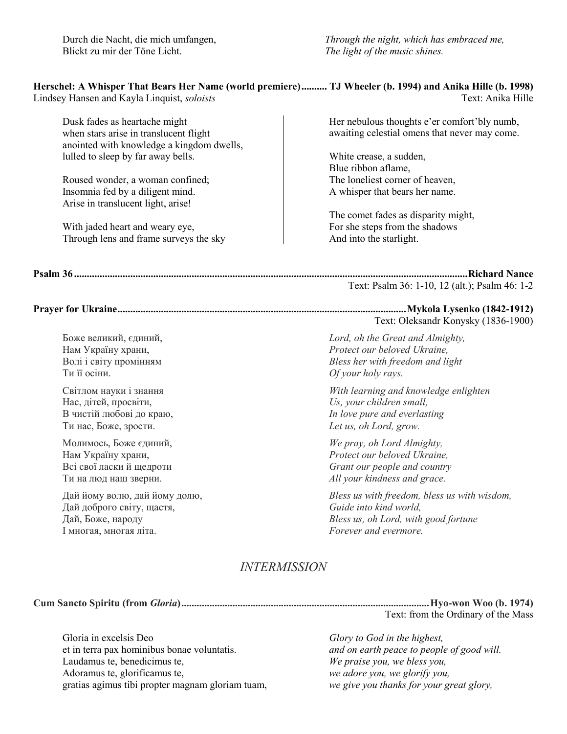Durch die Nacht, die mich umfangen,
Blickt zu mir der Töne Licht.

*Through the night, which has embraced me,*
*The light of the music shines.*

**Herschel: A Whisper That Bears Her Name (world premiere).......... TJ Wheeler (b. 1994) and Anika Hille (b. 1998)**
Lindsey Hansen and Kayla Linquist, *soloists* — Text: Anika Hille

Dusk fades as heartache might
when stars arise in translucent flight
anointed with knowledge a kingdom dwells,
lulled to sleep by far away bells.

Roused wonder, a woman confined;
Insomnia fed by a diligent mind.
Arise in translucent light, arise!

With jaded heart and weary eye,
Through lens and frame surveys the sky

Her nebulous thoughts e'er comfort'bly numb,
awaiting celestial omens that never may come.

White crease, a sudden,
Blue ribbon aflame,
The loneliest corner of heaven,
A whisper that bears her name.

The comet fades as disparity might,
For she steps from the shadows
And into the starlight.

**Psalm 36..........Richard Nance**
Text: Psalm 36: 1-10, 12 (alt.); Psalm 46: 1-2

**Prayer for Ukraine..........Mykola Lysenko (1842-1912)**
Text: Oleksandr Konysky (1836-1900)

Боже великий, єдиний,
Нам Україну храни,
Волі і світу промінням
Ти її осіни.

*Lord, oh the Great and Almighty,*
*Protect our beloved Ukraine,*
*Bless her with freedom and light*
*Of your holy rays.*

Світлом науки і знання
Нас, дітей, просвіти,
В чистій любові до краю,
Ти нас, Боже, зрости.

*With learning and knowledge enlighten*
*Us, your children small,*
*In love pure and everlasting*
*Let us, oh Lord, grow.*

Молимось, Боже єдиний,
Нам Україну храни,
Всі свої ласки й щедроти
Ти на люд наш зверни.

*We pray, oh Lord Almighty,*
*Protect our beloved Ukraine,*
*Grant our people and country*
*All your kindness and grace.*

Дай йому волю, дай йому долю,
Дай доброго світу, щастя,
Дай, Боже, народу
І многая, многая літа.

*Bless us with freedom, bless us with wisdom,*
*Guide into kind world,*
*Bless us, oh Lord, with good fortune*
*Forever and evermore.*

## *INTERMISSION*

**Cum Sancto Spiritu (from *Gloria*)..........Hyo-won Woo (b. 1974)**
Text: from the Ordinary of the Mass

Gloria in excelsis Deo
et in terra pax hominibus bonae voluntatis.
Laudamus te, benedicimus te,
Adoramus te, glorificamus te,
gratias agimus tibi propter magnam gloriam tuam,

*Glory to God in the highest,*
*and on earth peace to people of good will.*
*We praise you, we bless you,*
*we adore you, we glorify you,*
*we give you thanks for your great glory,*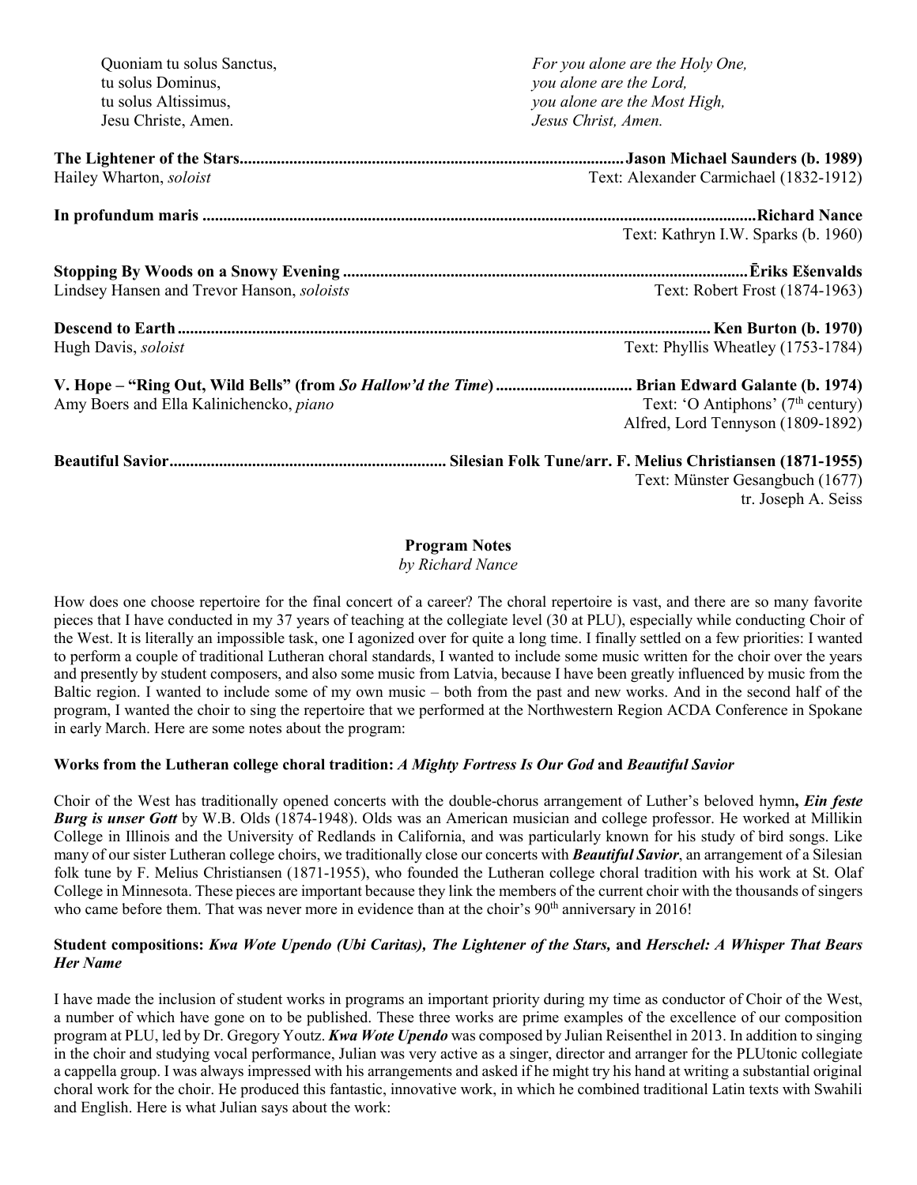| | |
|---|---|
| Quoniam tu solus Sanctus, | *For you alone are the Holy One,* |
| tu solus Dominus, | *you alone are the Lord,* |
| tu solus Altissimus, | *you alone are the Most High,* |
| Jesu Christe, Amen. | *Jesus Christ, Amen.* |

**The Lightener of the Stars** ........ **Jason Michael Saunders (b. 1989)**
Hailey Wharton, *soloist* — Text: Alexander Carmichael (1832-1912)

**In profundum maris** ........ **Richard Nance**
Text: Kathryn I.W. Sparks (b. 1960)

**Stopping By Woods on a Snowy Evening** ........ **Ēriks Ešenvalds**
Lindsey Hansen and Trevor Hanson, *soloists* — Text: Robert Frost (1874-1963)

**Descend to Earth** ........ **Ken Burton (b. 1970)**
Hugh Davis, *soloist* — Text: Phyllis Wheatley (1753-1784)

**V. Hope – "Ring Out, Wild Bells" (from *So Hallow'd the Time*)** ........ **Brian Edward Galante (b. 1974)**
Amy Boers and Ella Kalinichencko, *piano* — Text: 'O Antiphons' (7th century)
Alfred, Lord Tennyson (1809-1892)

**Beautiful Savior** ........ **Silesian Folk Tune/arr. F. Melius Christiansen (1871-1955)**
Text: Münster Gesangbuch (1677)
tr. Joseph A. Seiss

## Program Notes

*by Richard Nance*

How does one choose repertoire for the final concert of a career? The choral repertoire is vast, and there are so many favorite pieces that I have conducted in my 37 years of teaching at the collegiate level (30 at PLU), especially while conducting Choir of the West. It is literally an impossible task, one I agonized over for quite a long time. I finally settled on a few priorities: I wanted to perform a couple of traditional Lutheran choral standards, I wanted to include some music written for the choir over the years and presently by student composers, and also some music from Latvia, because I have been greatly influenced by music from the Baltic region. I wanted to include some of my own music – both from the past and new works. And in the second half of the program, I wanted the choir to sing the repertoire that we performed at the Northwestern Region ACDA Conference in Spokane in early March. Here are some notes about the program:

### Works from the Lutheran college choral tradition: *A Mighty Fortress Is Our God* and *Beautiful Savior*

Choir of the West has traditionally opened concerts with the double-chorus arrangement of Luther's beloved hymn**,** ***Ein feste Burg is unser Gott*** by W.B. Olds (1874-1948). Olds was an American musician and college professor. He worked at Millikin College in Illinois and the University of Redlands in California, and was particularly known for his study of bird songs. Like many of our sister Lutheran college choirs, we traditionally close our concerts with ***Beautiful Savior***, an arrangement of a Silesian folk tune by F. Melius Christiansen (1871-1955), who founded the Lutheran college choral tradition with his work at St. Olaf College in Minnesota. These pieces are important because they link the members of the current choir with the thousands of singers who came before them. That was never more in evidence than at the choir's 90th anniversary in 2016!

### Student compositions: *Kwa Wote Upendo (Ubi Caritas), The Lightener of the Stars,* and *Herschel: A Whisper That Bears Her Name*

I have made the inclusion of student works in programs an important priority during my time as conductor of Choir of the West, a number of which have gone on to be published. These three works are prime examples of the excellence of our composition program at PLU, led by Dr. Gregory Youtz. ***Kwa Wote Upendo*** was composed by Julian Reisenthel in 2013. In addition to singing in the choir and studying vocal performance, Julian was very active as a singer, director and arranger for the PLUtonic collegiate a cappella group. I was always impressed with his arrangements and asked if he might try his hand at writing a substantial original choral work for the choir. He produced this fantastic, innovative work, in which he combined traditional Latin texts with Swahili and English. Here is what Julian says about the work: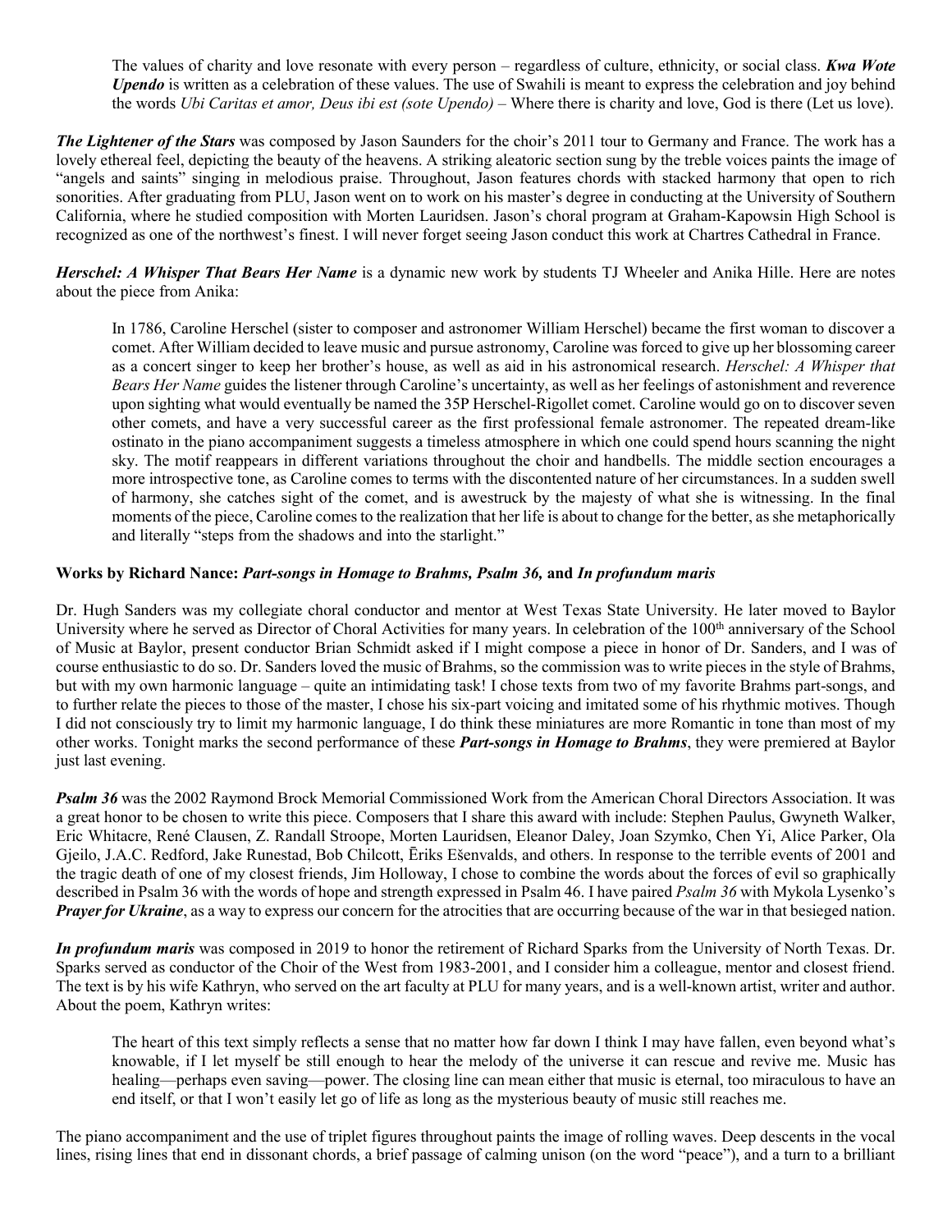The values of charity and love resonate with every person – regardless of culture, ethnicity, or social class. ***Kwa Wote Upendo*** is written as a celebration of these values. The use of Swahili is meant to express the celebration and joy behind the words *Ubi Caritas et amor, Deus ibi est (sote Upendo)* – Where there is charity and love, God is there (Let us love).

***The Lightener of the Stars*** was composed by Jason Saunders for the choir's 2011 tour to Germany and France. The work has a lovely ethereal feel, depicting the beauty of the heavens. A striking aleatoric section sung by the treble voices paints the image of "angels and saints" singing in melodious praise. Throughout, Jason features chords with stacked harmony that open to rich sonorities. After graduating from PLU, Jason went on to work on his master's degree in conducting at the University of Southern California, where he studied composition with Morten Lauridsen. Jason's choral program at Graham-Kapowsin High School is recognized as one of the northwest's finest. I will never forget seeing Jason conduct this work at Chartres Cathedral in France.

***Herschel: A Whisper That Bears Her Name*** is a dynamic new work by students TJ Wheeler and Anika Hille. Here are notes about the piece from Anika:

> In 1786, Caroline Herschel (sister to composer and astronomer William Herschel) became the first woman to discover a comet. After William decided to leave music and pursue astronomy, Caroline was forced to give up her blossoming career as a concert singer to keep her brother's house, as well as aid in his astronomical research. *Herschel: A Whisper that Bears Her Name* guides the listener through Caroline's uncertainty, as well as her feelings of astonishment and reverence upon sighting what would eventually be named the 35P Herschel-Rigollet comet. Caroline would go on to discover seven other comets, and have a very successful career as the first professional female astronomer. The repeated dream-like ostinato in the piano accompaniment suggests a timeless atmosphere in which one could spend hours scanning the night sky. The motif reappears in different variations throughout the choir and handbells. The middle section encourages a more introspective tone, as Caroline comes to terms with the discontented nature of her circumstances. In a sudden swell of harmony, she catches sight of the comet, and is awestruck by the majesty of what she is witnessing. In the final moments of the piece, Caroline comes to the realization that her life is about to change for the better, as she metaphorically and literally "steps from the shadows and into the starlight."

**Works by Richard Nance: *Part-songs in Homage to Brahms, Psalm 36,* and *In profundum maris***

Dr. Hugh Sanders was my collegiate choral conductor and mentor at West Texas State University. He later moved to Baylor University where he served as Director of Choral Activities for many years. In celebration of the 100th anniversary of the School of Music at Baylor, present conductor Brian Schmidt asked if I might compose a piece in honor of Dr. Sanders, and I was of course enthusiastic to do so. Dr. Sanders loved the music of Brahms, so the commission was to write pieces in the style of Brahms, but with my own harmonic language – quite an intimidating task! I chose texts from two of my favorite Brahms part-songs, and to further relate the pieces to those of the master, I chose his six-part voicing and imitated some of his rhythmic motives. Though I did not consciously try to limit my harmonic language, I do think these miniatures are more Romantic in tone than most of my other works. Tonight marks the second performance of these ***Part-songs in Homage to Brahms***, they were premiered at Baylor just last evening.

***Psalm 36*** was the 2002 Raymond Brock Memorial Commissioned Work from the American Choral Directors Association. It was a great honor to be chosen to write this piece. Composers that I share this award with include: Stephen Paulus, Gwyneth Walker, Eric Whitacre, René Clausen, Z. Randall Stroope, Morten Lauridsen, Eleanor Daley, Joan Szymko, Chen Yi, Alice Parker, Ola Gjeilo, J.A.C. Redford, Jake Runestad, Bob Chilcott, Ēriks Ešenvalds, and others. In response to the terrible events of 2001 and the tragic death of one of my closest friends, Jim Holloway, I chose to combine the words about the forces of evil so graphically described in Psalm 36 with the words of hope and strength expressed in Psalm 46. I have paired *Psalm 36* with Mykola Lysenko's ***Prayer for Ukraine***, as a way to express our concern for the atrocities that are occurring because of the war in that besieged nation.

***In profundum maris*** was composed in 2019 to honor the retirement of Richard Sparks from the University of North Texas. Dr. Sparks served as conductor of the Choir of the West from 1983-2001, and I consider him a colleague, mentor and closest friend. The text is by his wife Kathryn, who served on the art faculty at PLU for many years, and is a well-known artist, writer and author. About the poem, Kathryn writes:

> The heart of this text simply reflects a sense that no matter how far down I think I may have fallen, even beyond what's knowable, if I let myself be still enough to hear the melody of the universe it can rescue and revive me. Music has healing—perhaps even saving—power. The closing line can mean either that music is eternal, too miraculous to have an end itself, or that I won't easily let go of life as long as the mysterious beauty of music still reaches me.

The piano accompaniment and the use of triplet figures throughout paints the image of rolling waves. Deep descents in the vocal lines, rising lines that end in dissonant chords, a brief passage of calming unison (on the word "peace"), and a turn to a brilliant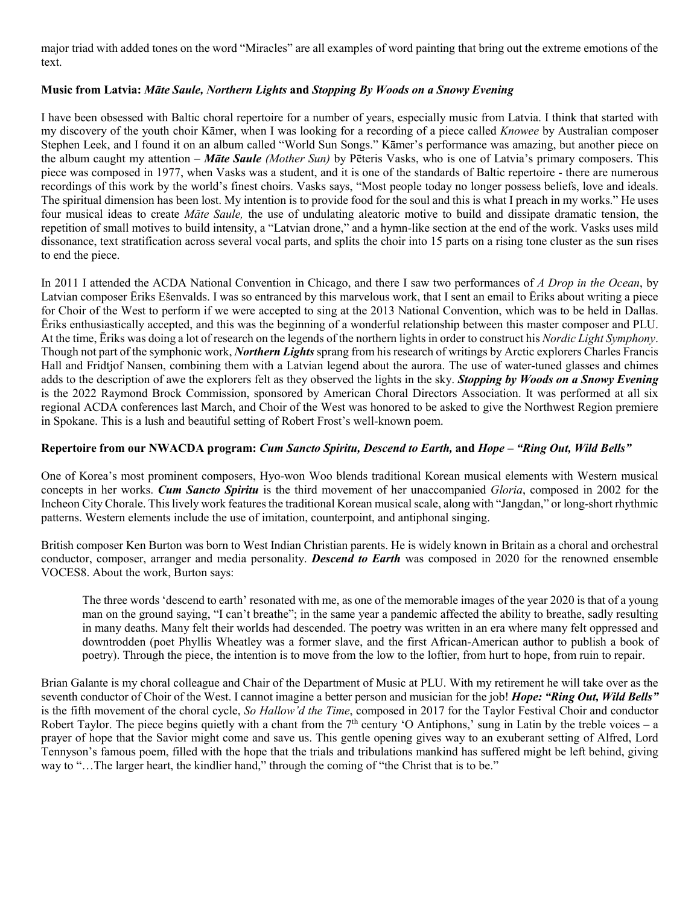major triad with added tones on the word "Miracles" are all examples of word painting that bring out the extreme emotions of the text.

**Music from Latvia: *Māte Saule, Northern Lights* and *Stopping By Woods on a Snowy Evening***

I have been obsessed with Baltic choral repertoire for a number of years, especially music from Latvia. I think that started with my discovery of the youth choir Kāmer, when I was looking for a recording of a piece called *Knowee* by Australian composer Stephen Leek, and I found it on an album called "World Sun Songs." Kāmer's performance was amazing, but another piece on the album caught my attention – ***Māte Saule*** *(Mother Sun)* by Pēteris Vasks, who is one of Latvia's primary composers. This piece was composed in 1977, when Vasks was a student, and it is one of the standards of Baltic repertoire - there are numerous recordings of this work by the world's finest choirs. Vasks says, "Most people today no longer possess beliefs, love and ideals. The spiritual dimension has been lost. My intention is to provide food for the soul and this is what I preach in my works." He uses four musical ideas to create *Māte Saule,* the use of undulating aleatoric motive to build and dissipate dramatic tension, the repetition of small motives to build intensity, a "Latvian drone," and a hymn-like section at the end of the work. Vasks uses mild dissonance, text stratification across several vocal parts, and splits the choir into 15 parts on a rising tone cluster as the sun rises to end the piece.

In 2011 I attended the ACDA National Convention in Chicago, and there I saw two performances of *A Drop in the Ocean*, by Latvian composer Ēriks Ešenvalds. I was so entranced by this marvelous work, that I sent an email to Ēriks about writing a piece for Choir of the West to perform if we were accepted to sing at the 2013 National Convention, which was to be held in Dallas. Ēriks enthusiastically accepted, and this was the beginning of a wonderful relationship between this master composer and PLU. At the time, Ēriks was doing a lot of research on the legends of the northern lights in order to construct his *Nordic Light Symphony*. Though not part of the symphonic work, ***Northern Lights*** sprang from his research of writings by Arctic explorers Charles Francis Hall and Fridtjof Nansen, combining them with a Latvian legend about the aurora. The use of water-tuned glasses and chimes adds to the description of awe the explorers felt as they observed the lights in the sky. ***Stopping by Woods on a Snowy Evening*** is the 2022 Raymond Brock Commission, sponsored by American Choral Directors Association. It was performed at all six regional ACDA conferences last March, and Choir of the West was honored to be asked to give the Northwest Region premiere in Spokane. This is a lush and beautiful setting of Robert Frost's well-known poem.

**Repertoire from our NWACDA program: *Cum Sancto Spiritu, Descend to Earth,* and *Hope – "Ring Out, Wild Bells"***

One of Korea's most prominent composers, Hyo-won Woo blends traditional Korean musical elements with Western musical concepts in her works. ***Cum Sancto Spiritu*** is the third movement of her unaccompanied *Gloria*, composed in 2002 for the Incheon City Chorale. This lively work features the traditional Korean musical scale, along with "Jangdan," or long-short rhythmic patterns. Western elements include the use of imitation, counterpoint, and antiphonal singing.

British composer Ken Burton was born to West Indian Christian parents. He is widely known in Britain as a choral and orchestral conductor, composer, arranger and media personality. ***Descend to Earth*** was composed in 2020 for the renowned ensemble VOCES8. About the work, Burton says:

> The three words 'descend to earth' resonated with me, as one of the memorable images of the year 2020 is that of a young man on the ground saying, "I can't breathe"; in the same year a pandemic affected the ability to breathe, sadly resulting in many deaths. Many felt their worlds had descended. The poetry was written in an era where many felt oppressed and downtrodden (poet Phyllis Wheatley was a former slave, and the first African-American author to publish a book of poetry). Through the piece, the intention is to move from the low to the loftier, from hurt to hope, from ruin to repair.

Brian Galante is my choral colleague and Chair of the Department of Music at PLU. With my retirement he will take over as the seventh conductor of Choir of the West. I cannot imagine a better person and musician for the job! ***Hope: "Ring Out, Wild Bells"*** is the fifth movement of the choral cycle, *So Hallow'd the Time*, composed in 2017 for the Taylor Festival Choir and conductor Robert Taylor. The piece begins quietly with a chant from the 7th century 'O Antiphons,' sung in Latin by the treble voices – a prayer of hope that the Savior might come and save us. This gentle opening gives way to an exuberant setting of Alfred, Lord Tennyson's famous poem, filled with the hope that the trials and tribulations mankind has suffered might be left behind, giving way to "…The larger heart, the kindlier hand," through the coming of "the Christ that is to be."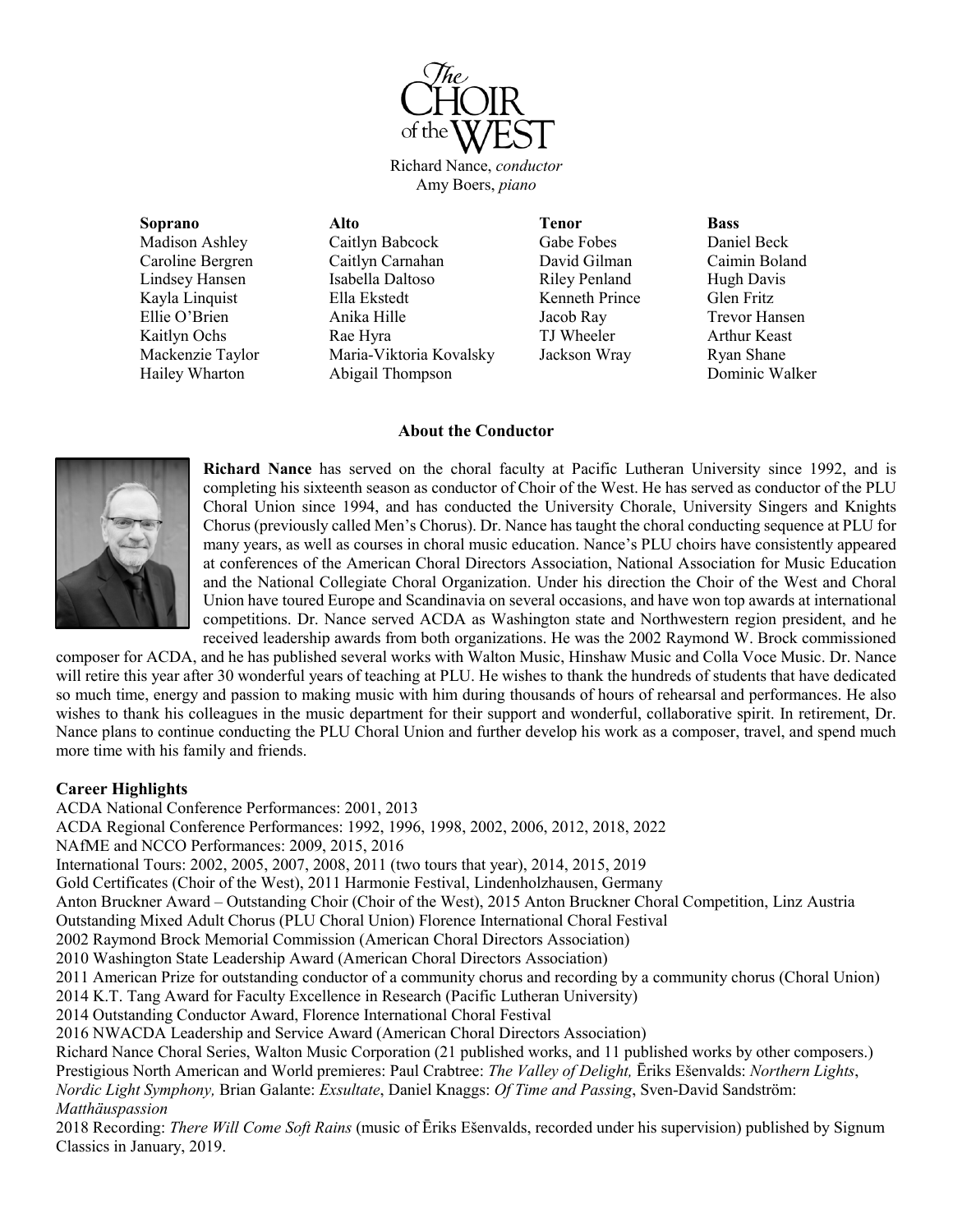# The Choir of the West

Richard Nance, *conductor*
Amy Boers, *piano*

| Soprano | Alto | Tenor | Bass |
| --- | --- | --- | --- |
| Madison Ashley | Caitlyn Babcock | Gabe Fobes | Daniel Beck |
| Caroline Bergren | Caitlyn Carnahan | David Gilman | Caimin Boland |
| Lindsey Hansen | Isabella Daltoso | Riley Penland | Hugh Davis |
| Kayla Linquist | Ella Ekstedt | Kenneth Prince | Glen Fritz |
| Ellie O'Brien | Anika Hille | Jacob Ray | Trevor Hansen |
| Kaitlyn Ochs | Rae Hyra | TJ Wheeler | Arthur Keast |
| Mackenzie Taylor | Maria-Viktoria Kovalsky | Jackson Wray | Ryan Shane |
| Hailey Wharton | Abigail Thompson | | Dominic Walker |

## About the Conductor

**Richard Nance** has served on the choral faculty at Pacific Lutheran University since 1992, and is completing his sixteenth season as conductor of Choir of the West. He has served as conductor of the PLU Choral Union since 1994, and has conducted the University Chorale, University Singers and Knights Chorus (previously called Men's Chorus). Dr. Nance has taught the choral conducting sequence at PLU for many years, as well as courses in choral music education. Nance's PLU choirs have consistently appeared at conferences of the American Choral Directors Association, National Association for Music Education and the National Collegiate Choral Organization. Under his direction the Choir of the West and Choral Union have toured Europe and Scandinavia on several occasions, and have won top awards at international competitions. Dr. Nance served ACDA as Washington state and Northwestern region president, and he received leadership awards from both organizations. He was the 2002 Raymond W. Brock commissioned composer for ACDA, and he has published several works with Walton Music, Hinshaw Music and Colla Voce Music. Dr. Nance will retire this year after 30 wonderful years of teaching at PLU. He wishes to thank the hundreds of students that have dedicated so much time, energy and passion to making music with him during thousands of hours of rehearsal and performances. He also wishes to thank his colleagues in the music department for their support and wonderful, collaborative spirit. In retirement, Dr. Nance plans to continue conducting the PLU Choral Union and further develop his work as a composer, travel, and spend much more time with his family and friends.

### Career Highlights

ACDA National Conference Performances: 2001, 2013
ACDA Regional Conference Performances: 1992, 1996, 1998, 2002, 2006, 2012, 2018, 2022
NAfME and NCCO Performances: 2009, 2015, 2016
International Tours: 2002, 2005, 2007, 2008, 2011 (two tours that year), 2014, 2015, 2019
Gold Certificates (Choir of the West), 2011 Harmonie Festival, Lindenholzhausen, Germany
Anton Bruckner Award – Outstanding Choir (Choir of the West), 2015 Anton Bruckner Choral Competition, Linz Austria
Outstanding Mixed Adult Chorus (PLU Choral Union) Florence International Choral Festival
2002 Raymond Brock Memorial Commission (American Choral Directors Association)
2010 Washington State Leadership Award (American Choral Directors Association)
2011 American Prize for outstanding conductor of a community chorus and recording by a community chorus (Choral Union)
2014 K.T. Tang Award for Faculty Excellence in Research (Pacific Lutheran University)
2014 Outstanding Conductor Award, Florence International Choral Festival
2016 NWACDA Leadership and Service Award (American Choral Directors Association)
Richard Nance Choral Series, Walton Music Corporation (21 published works, and 11 published works by other composers.)
Prestigious North American and World premieres: Paul Crabtree: *The Valley of Delight,* Ēriks Ešenvalds: *Northern Lights*, *Nordic Light Symphony,* Brian Galante: *Exsultate*, Daniel Knaggs: *Of Time and Passing*, Sven-David Sandström: *Matthäuspassion*
2018 Recording: *There Will Come Soft Rains* (music of Ēriks Ešenvalds, recorded under his supervision) published by Signum Classics in January, 2019.